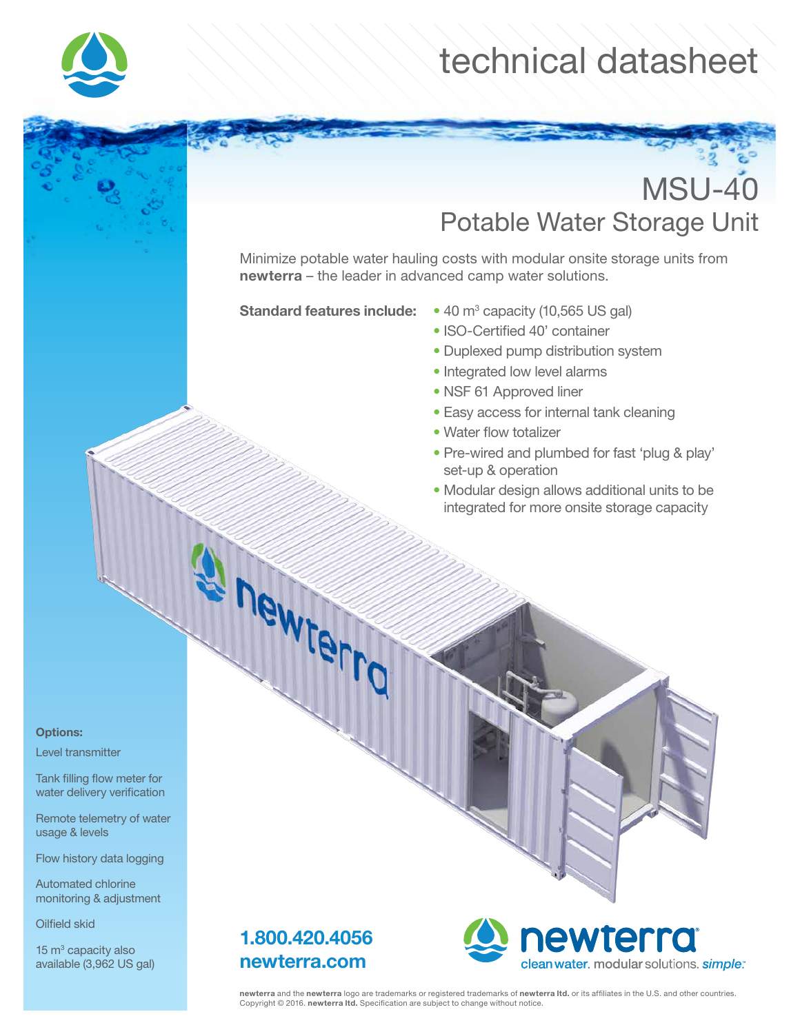# technical datasheet

## MSU-40
### Potable Water Storage Unit

Minimize potable water hauling costs with modular onsite storage units from **newterra** – the leader in advanced camp water solutions.

**Standard features include:**

- 40 m$^3$ capacity (10,565 US gal)
- ISO-Certified 40' container
- Duplexed pump distribution system
- Integrated low level alarms
- NSF 61 Approved liner
- Easy access for internal tank cleaning
- Water flow totalizer
- Pre-wired and plumbed for fast 'plug & play' set-up & operation
- Modular design allows additional units to be integrated for more onsite storage capacity

**Options:**

Level transmitter

Tank filling flow meter for water delivery verification

Remote telemetry of water usage & levels

Flow history data logging

Automated chlorine monitoring & adjustment

Oilfield skid

15 m$^3$ capacity also available (3,962 US gal)

**1.800.420.4056**
**newterra.com**

**newterra** clean water. modular solutions. *simple.*

**newterra** and the **newterra** logo are trademarks or registered trademarks of **newterra ltd.** or its affiliates in the U.S. and other countries. Copyright © 2016. **newterra ltd.** Specification are subject to change without notice.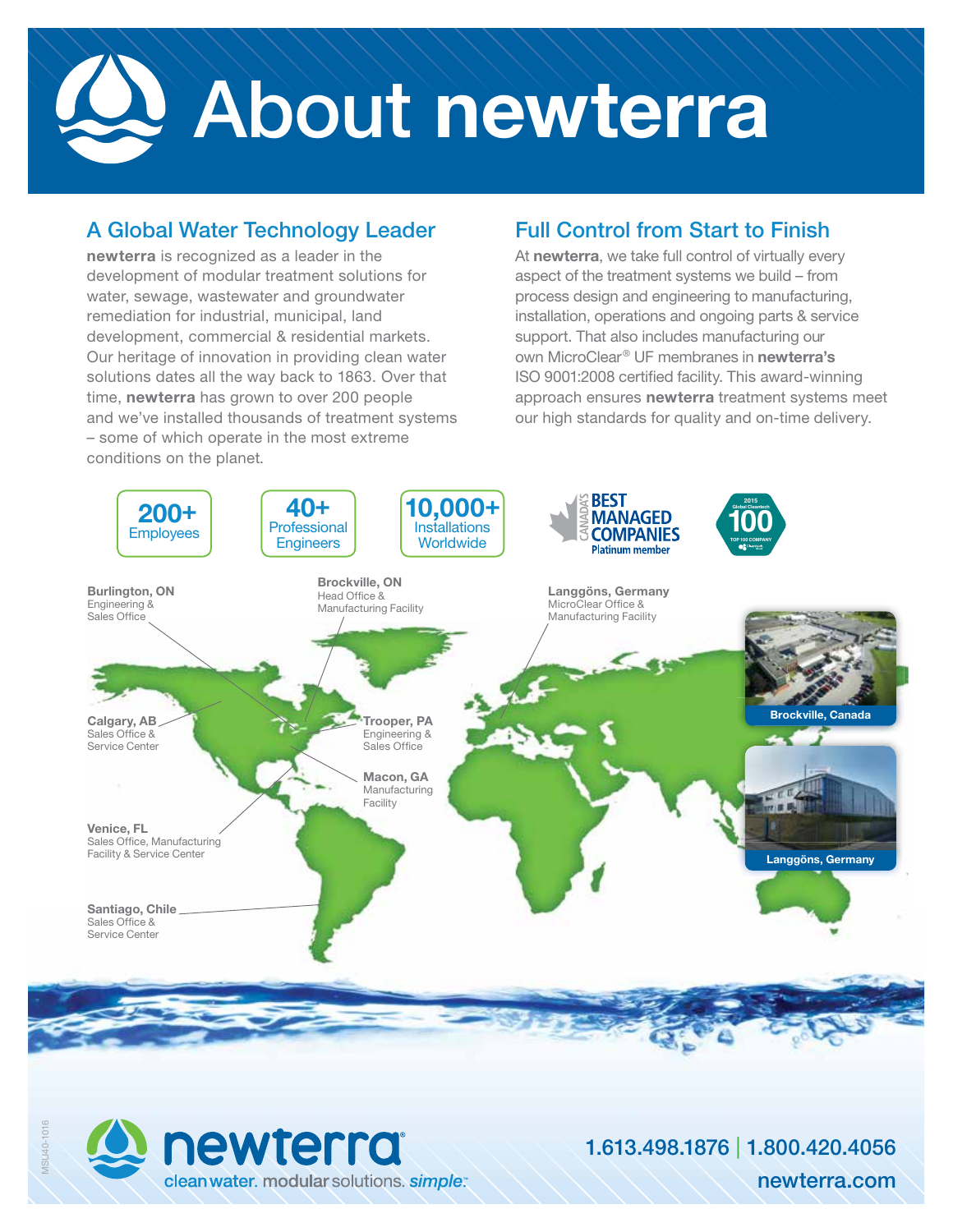# About newterra

## A Global Water Technology Leader

**newterra** is recognized as a leader in the development of modular treatment solutions for water, sewage, wastewater and groundwater remediation for industrial, municipal, land development, commercial & residential markets. Our heritage of innovation in providing clean water solutions dates all the way back to 1863. Over that time, **newterra** has grown to over 200 people and we've installed thousands of treatment systems – some of which operate in the most extreme conditions on the planet.

## Full Control from Start to Finish

At **newterra**, we take full control of virtually every aspect of the treatment systems we build – from process design and engineering to manufacturing, installation, operations and ongoing parts & service support. That also includes manufacturing our own MicroClear® UF membranes in **newterra's** ISO 9001:2008 certified facility. This award-winning approach ensures **newterra** treatment systems meet our high standards for quality and on-time delivery.

**200+** Employees

**40+** Professional Engineers

**10,000+** Installations Worldwide

CANADA'S BEST MANAGED COMPANIES Platinum member

2015 Global Cleantech 100 TOP 100 COMPANY

**Burlington, ON**
Engineering & Sales Office

**Brockville, ON**
Head Office & Manufacturing Facility

**Langgöns, Germany**
MicroClear Office & Manufacturing Facility

**Calgary, AB**
Sales Office & Service Center

**Trooper, PA**
Engineering & Sales Office

**Macon, GA**
Manufacturing Facility

**Venice, FL**
Sales Office, Manufacturing Facility & Service Center

**Santiago, Chile**
Sales Office & Service Center

Brockville, Canada

Langgöns, Germany

newterra®
clean water. modular solutions. *simple*.™

1.613.498.1876 | 1.800.420.4056

newterra.com

MSU40-1016